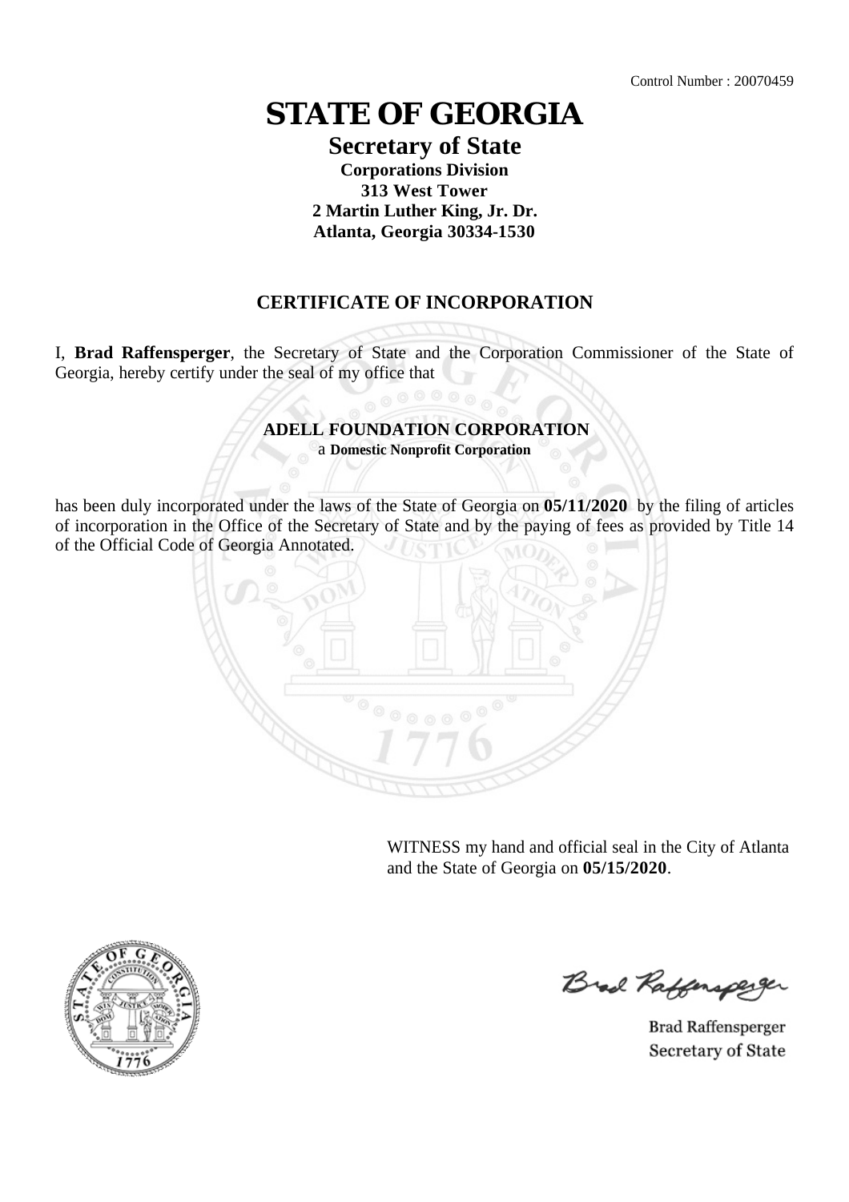Control Number : 20070459

# STATE OF GEORGIA

## Secretary of State

**Corporations Division**
**313 West Tower**
**2 Martin Luther King, Jr. Dr.**
**Atlanta, Georgia 30334-1530**

## CERTIFICATE OF INCORPORATION

I, **Brad Raffensperger**, the Secretary of State and the Corporation Commissioner of the State of Georgia, hereby certify under the seal of my office that

**ADELL FOUNDATION CORPORATION**
a **Domestic Nonprofit Corporation**

has been duly incorporated under the laws of the State of Georgia on **05/11/2020** by the filing of articles of incorporation in the Office of the Secretary of State and by the paying of fees as provided by Title 14 of the Official Code of Georgia Annotated.

WITNESS my hand and official seal in the City of Atlanta and the State of Georgia on **05/15/2020**.

Brad Raffensperger
Secretary of State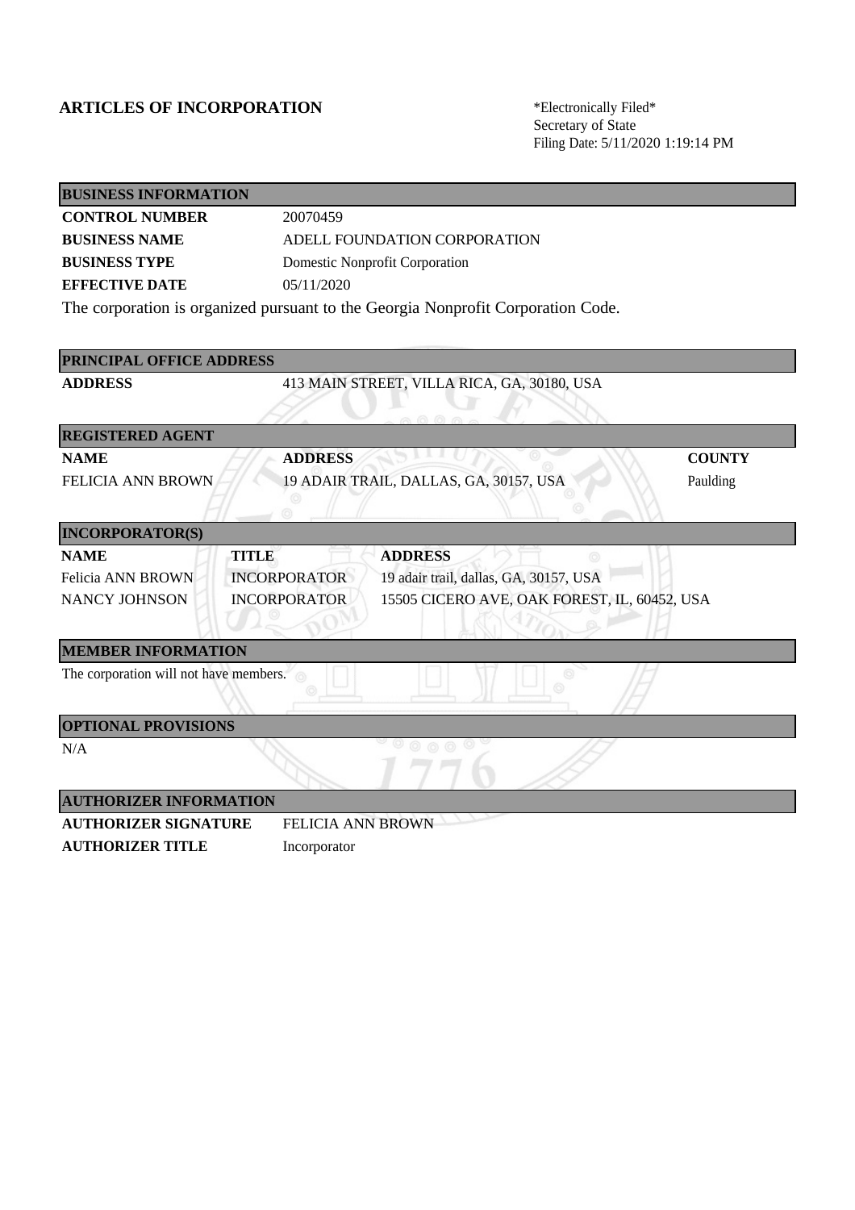# ARTICLES OF INCORPORATION

*Electronically Filed*
Secretary of State
Filing Date: 5/11/2020 1:19:14 PM

## BUSINESS INFORMATION

| | |
|---|---|
| **CONTROL NUMBER** | 20070459 |
| **BUSINESS NAME** | ADELL FOUNDATION CORPORATION |
| **BUSINESS TYPE** | Domestic Nonprofit Corporation |
| **EFFECTIVE DATE** | 05/11/2020 |

The corporation is organized pursuant to the Georgia Nonprofit Corporation Code.

## PRINCIPAL OFFICE ADDRESS

| | |
|---|---|
| **ADDRESS** | 413 MAIN STREET, VILLA RICA, GA, 30180, USA |

## REGISTERED AGENT

| NAME | ADDRESS | COUNTY |
|---|---|---|
| FELICIA ANN BROWN | 19 ADAIR TRAIL, DALLAS, GA, 30157, USA | Paulding |

## INCORPORATOR(S)

| NAME | TITLE | ADDRESS |
|---|---|---|
| Felicia ANN BROWN | INCORPORATOR | 19 adair trail, dallas, GA, 30157, USA |
| NANCY JOHNSON | INCORPORATOR | 15505 CICERO AVE, OAK FOREST, IL, 60452, USA |

## MEMBER INFORMATION

The corporation will not have members.

## OPTIONAL PROVISIONS

N/A

## AUTHORIZER INFORMATION

| | |
|---|---|
| **AUTHORIZER SIGNATURE** | FELICIA ANN BROWN |
| **AUTHORIZER TITLE** | Incorporator |